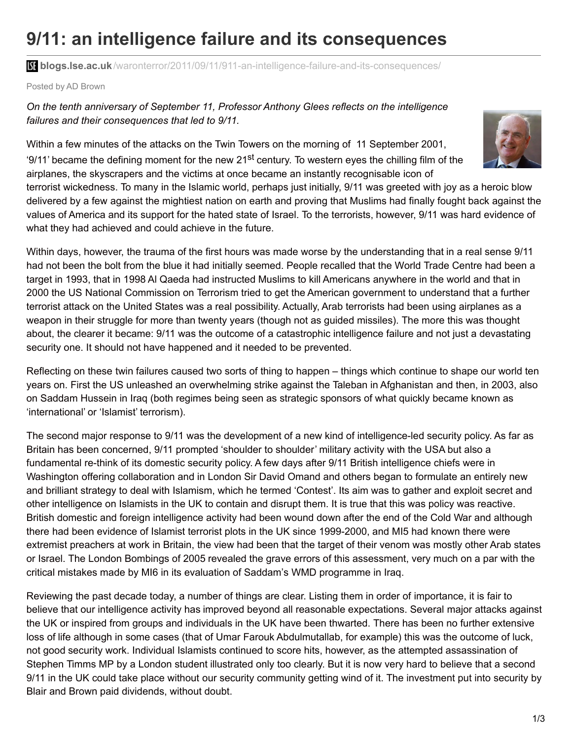# 9/11: an intelligence failure and its consequences

**blogs.lse.ac.uk**/waronterror/2011/09/11/911-an-intelligence-failure-and-its-consequences/

Posted by AD Brown

*On the tenth anniversary of September 11, Professor Anthony Glees reflects on the intelligence failures and their consequences that led to 9/11.*

Within a few minutes of the attacks on the Twin Towers on the morning of 11 September 2001, '9/11' became the defining moment for the new 21st century. To western eyes the chilling film of the airplanes, the skyscrapers and the victims at once became an instantly recognisable icon of terrorist wickedness. To many in the Islamic world, perhaps just initially, 9/11 was greeted with joy as a heroic blow delivered by a few against the mightiest nation on earth and proving that Muslims had finally fought back against the values of America and its support for the hated state of Israel. To the terrorists, however, 9/11 was hard evidence of what they had achieved and could achieve in the future.

Within days, however, the trauma of the first hours was made worse by the understanding that in a real sense 9/11 had not been the bolt from the blue it had initially seemed. People recalled that the World Trade Centre had been a target in 1993, that in 1998 Al Qaeda had instructed Muslims to kill Americans anywhere in the world and that in 2000 the US National Commission on Terrorism tried to get the American government to understand that a further terrorist attack on the United States was a real possibility. Actually, Arab terrorists had been using airplanes as a weapon in their struggle for more than twenty years (though not as guided missiles). The more this was thought about, the clearer it became: 9/11 was the outcome of a catastrophic intelligence failure and not just a devastating security one. It should not have happened and it needed to be prevented.

Reflecting on these twin failures caused two sorts of thing to happen – things which continue to shape our world ten years on. First the US unleashed an overwhelming strike against the Taleban in Afghanistan and then, in 2003, also on Saddam Hussein in Iraq (both regimes being seen as strategic sponsors of what quickly became known as 'international' or 'Islamist' terrorism).

The second major response to 9/11 was the development of a new kind of intelligence-led security policy. As far as Britain has been concerned, 9/11 prompted 'shoulder to shoulder' military activity with the USA but also a fundamental re-think of its domestic security policy. A few days after 9/11 British intelligence chiefs were in Washington offering collaboration and in London Sir David Omand and others began to formulate an entirely new and brilliant strategy to deal with Islamism, which he termed 'Contest'. Its aim was to gather and exploit secret and other intelligence on Islamists in the UK to contain and disrupt them. It is true that this was policy was reactive. British domestic and foreign intelligence activity had been wound down after the end of the Cold War and although there had been evidence of Islamist terrorist plots in the UK since 1999-2000, and MI5 had known there were extremist preachers at work in Britain, the view had been that the target of their venom was mostly other Arab states or Israel. The London Bombings of 2005 revealed the grave errors of this assessment, very much on a par with the critical mistakes made by MI6 in its evaluation of Saddam's WMD programme in Iraq.

Reviewing the past decade today, a number of things are clear. Listing them in order of importance, it is fair to believe that our intelligence activity has improved beyond all reasonable expectations. Several major attacks against the UK or inspired from groups and individuals in the UK have been thwarted. There has been no further extensive loss of life although in some cases (that of Umar Farouk Abdulmutallab, for example) this was the outcome of luck, not good security work. Individual Islamists continued to score hits, however, as the attempted assassination of Stephen Timms MP by a London student illustrated only too clearly. But it is now very hard to believe that a second 9/11 in the UK could take place without our security community getting wind of it. The investment put into security by Blair and Brown paid dividends, without doubt.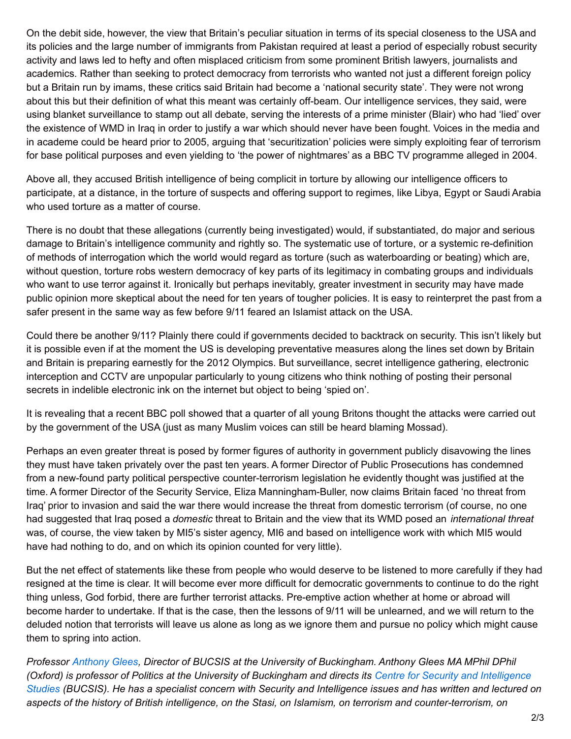On the debit side, however, the view that Britain's peculiar situation in terms of its special closeness to the USA and its policies and the large number of immigrants from Pakistan required at least a period of especially robust security activity and laws led to hefty and often misplaced criticism from some prominent British lawyers, journalists and academics. Rather than seeking to protect democracy from terrorists who wanted not just a different foreign policy but a Britain run by imams, these critics said Britain had become a 'national security state'. They were not wrong about this but their definition of what this meant was certainly off-beam. Our intelligence services, they said, were using blanket surveillance to stamp out all debate, serving the interests of a prime minister (Blair) who had 'lied' over the existence of WMD in Iraq in order to justify a war which should never have been fought. Voices in the media and in academe could be heard prior to 2005, arguing that 'securitization' policies were simply exploiting fear of terrorism for base political purposes and even yielding to 'the power of nightmares' as a BBC TV programme alleged in 2004.

Above all, they accused British intelligence of being complicit in torture by allowing our intelligence officers to participate, at a distance, in the torture of suspects and offering support to regimes, like Libya, Egypt or Saudi Arabia who used torture as a matter of course.

There is no doubt that these allegations (currently being investigated) would, if substantiated, do major and serious damage to Britain's intelligence community and rightly so. The systematic use of torture, or a systemic re-definition of methods of interrogation which the world would regard as torture (such as waterboarding or beating) which are, without question, torture robs western democracy of key parts of its legitimacy in combating groups and individuals who want to use terror against it. Ironically but perhaps inevitably, greater investment in security may have made public opinion more skeptical about the need for ten years of tougher policies. It is easy to reinterpret the past from a safer present in the same way as few before 9/11 feared an Islamist attack on the USA.

Could there be another 9/11? Plainly there could if governments decided to backtrack on security. This isn't likely but it is possible even if at the moment the US is developing preventative measures along the lines set down by Britain and Britain is preparing earnestly for the 2012 Olympics. But surveillance, secret intelligence gathering, electronic interception and CCTV are unpopular particularly to young citizens who think nothing of posting their personal secrets in indelible electronic ink on the internet but object to being 'spied on'.

It is revealing that a recent BBC poll showed that a quarter of all young Britons thought the attacks were carried out by the government of the USA (just as many Muslim voices can still be heard blaming Mossad).

Perhaps an even greater threat is posed by former figures of authority in government publicly disavowing the lines they must have taken privately over the past ten years. A former Director of Public Prosecutions has condemned from a new-found party political perspective counter-terrorism legislation he evidently thought was justified at the time. A former Director of the Security Service, Eliza Manningham-Buller, now claims Britain faced 'no threat from Iraq' prior to invasion and said the war there would increase the threat from domestic terrorism (of course, no one had suggested that Iraq posed a *domestic* threat to Britain and the view that its WMD posed an *international threat* was, of course, the view taken by MI5's sister agency, MI6 and based on intelligence work with which MI5 would have had nothing to do, and on which its opinion counted for very little).

But the net effect of statements like these from people who would deserve to be listened to more carefully if they had resigned at the time is clear. It will become ever more difficult for democratic governments to continue to do the right thing unless, God forbid, there are further terrorist attacks. Pre-emptive action whether at home or abroad will become harder to undertake. If that is the case, then the lessons of 9/11 will be unlearned, and we will return to the deluded notion that terrorists will leave us alone as long as we ignore them and pursue no policy which might cause them to spring into action.

*Professor Anthony Glees, Director of BUCSIS at the University of Buckingham. Anthony Glees MA MPhil DPhil (Oxford) is professor of Politics at the University of Buckingham and directs its Centre for Security and Intelligence Studies (BUCSIS). He has a specialist concern with Security and Intelligence issues and has written and lectured on aspects of the history of British intelligence, on the Stasi, on Islamism, on terrorism and counter-terrorism, on*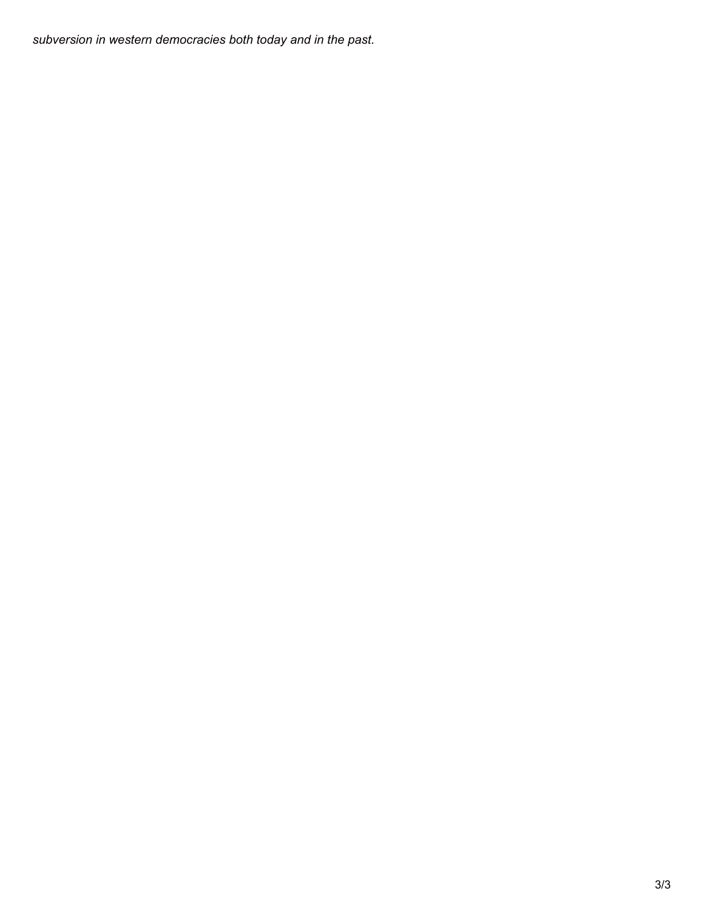*subversion in western democracies both today and in the past.*